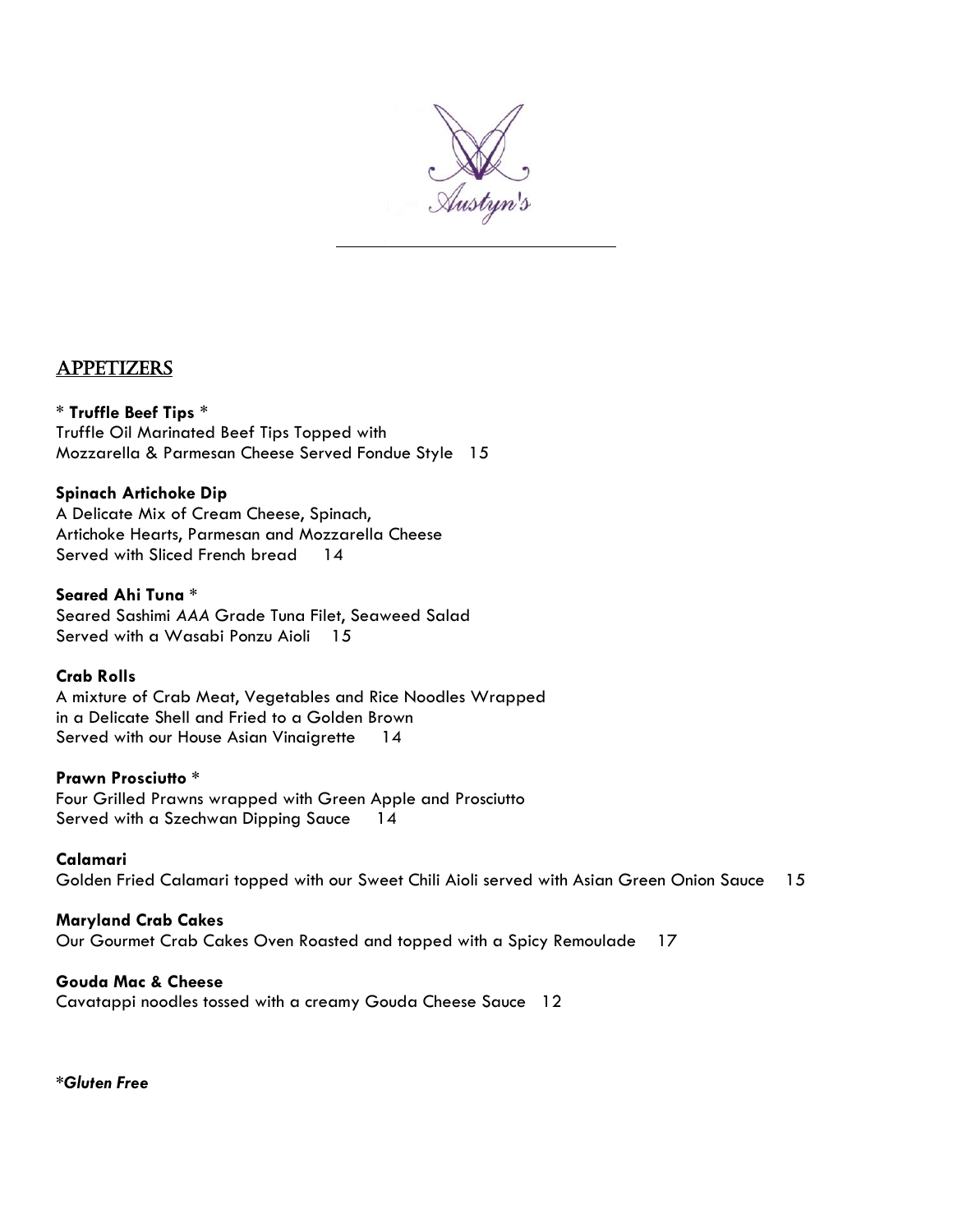Austyn's

## APPETIZERS

\* **Truffle Beef Tips** \*
Truffle Oil Marinated Beef Tips Topped with
Mozzarella & Parmesan Cheese Served Fondue Style 15

**Spinach Artichoke Dip**
A Delicate Mix of Cream Cheese, Spinach,
Artichoke Hearts, Parmesan and Mozzarella Cheese
Served with Sliced French bread 14

**Seared Ahi Tuna** \*
Seared Sashimi *AAA* Grade Tuna Filet, Seaweed Salad
Served with a Wasabi Ponzu Aioli 15

**Crab Rolls**
A mixture of Crab Meat, Vegetables and Rice Noodles Wrapped
in a Delicate Shell and Fried to a Golden Brown
Served with our House Asian Vinaigrette 14

**Prawn Prosciutto** \*
Four Grilled Prawns wrapped with Green Apple and Prosciutto
Served with a Szechwan Dipping Sauce 14

**Calamari**
Golden Fried Calamari topped with our Sweet Chili Aioli served with Asian Green Onion Sauce 15

**Maryland Crab Cakes**
Our Gourmet Crab Cakes Oven Roasted and topped with a Spicy Remoulade 17

**Gouda Mac & Cheese**
Cavatappi noodles tossed with a creamy Gouda Cheese Sauce 12

*\*Gluten Free*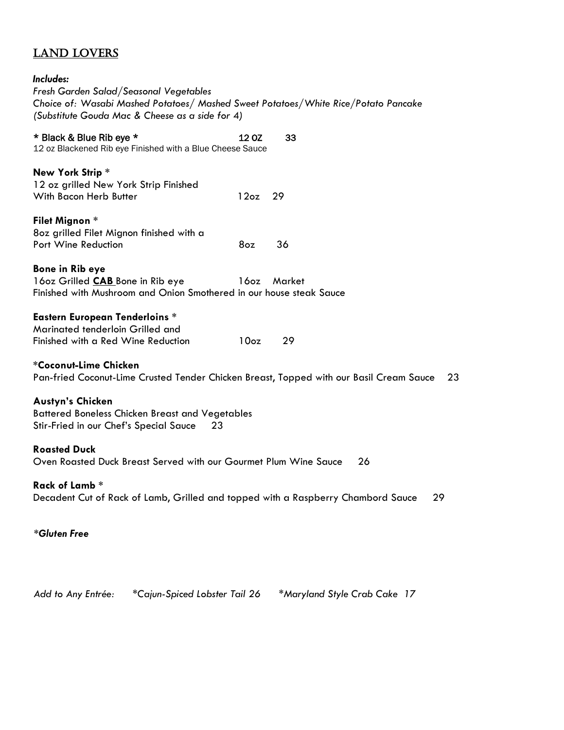## LAND LOVERS

***Includes:***
*Fresh Garden Salad/Seasonal Vegetables*
*Choice of: Wasabi Mashed Potatoes/ Mashed Sweet Potatoes/White Rice/Potato Pancake*
*(Substitute Gouda Mac & Cheese as a side for 4)*

**\* Black & Blue Rib eye \*** 12 OZ 33
12 oz Blackened Rib eye Finished with a Blue Cheese Sauce

**New York Strip** *
12 oz grilled New York Strip Finished
With Bacon Herb Butter 12oz 29

**Filet Mignon** *
8oz grilled Filet Mignon finished with a
Port Wine Reduction 8oz 36

**Bone in Rib eye**
16oz Grilled **CAB** Bone in Rib eye 16oz Market
Finished with Mushroom and Onion Smothered in our house steak Sauce

**Eastern European Tenderloins** *
Marinated tenderloin Grilled and
Finished with a Red Wine Reduction 10oz 29

***Coconut-Lime Chicken**
Pan-fried Coconut-Lime Crusted Tender Chicken Breast, Topped with our Basil Cream Sauce 23

**Austyn's Chicken**
Battered Boneless Chicken Breast and Vegetables
Stir-Fried in our Chef's Special Sauce 23

**Roasted Duck**
Oven Roasted Duck Breast Served with our Gourmet Plum Wine Sauce 26

**Rack of Lamb** *
Decadent Cut of Rack of Lamb, Grilled and topped with a Raspberry Chambord Sauce 29

***\*Gluten Free***

*Add to Any Entrée: \*Cajun-Spiced Lobster Tail 26 \*Maryland Style Crab Cake 17*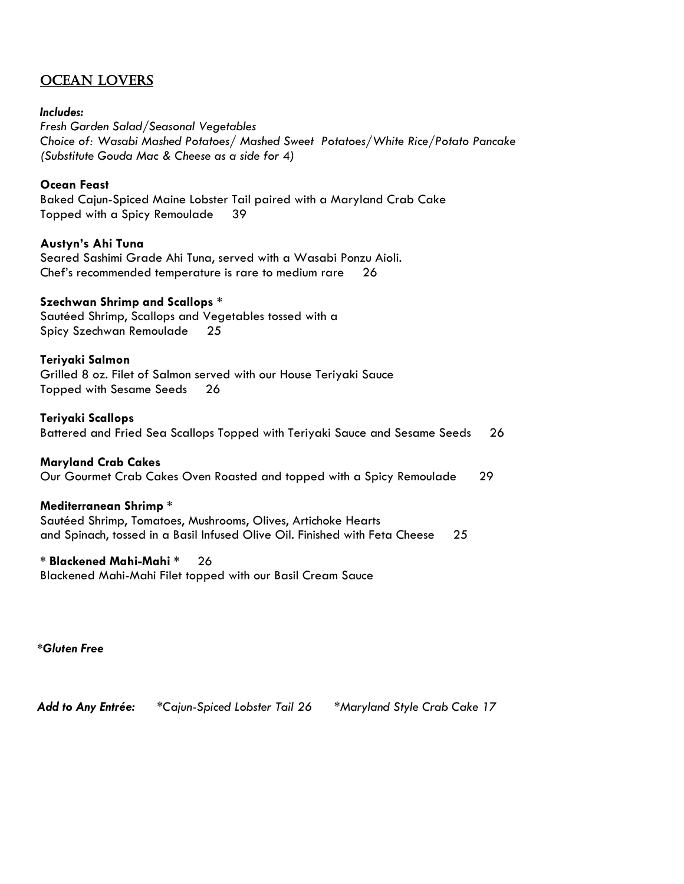## OCEAN LOVERS

***Includes:***
*Fresh Garden Salad/Seasonal Vegetables*
*Choice of: Wasabi Mashed Potatoes/ Mashed Sweet Potatoes/White Rice/Potato Pancake*
*(Substitute Gouda Mac & Cheese as a side for 4)*

**Ocean Feast**
Baked Cajun-Spiced Maine Lobster Tail paired with a Maryland Crab Cake
Topped with a Spicy Remoulade 39

**Austyn's Ahi Tuna**
Seared Sashimi Grade Ahi Tuna, served with a Wasabi Ponzu Aioli.
Chef's recommended temperature is rare to medium rare 26

**Szechwan Shrimp and Scallops** *
Sautéed Shrimp, Scallops and Vegetables tossed with a
Spicy Szechwan Remoulade 25

**Teriyaki Salmon**
Grilled 8 oz. Filet of Salmon served with our House Teriyaki Sauce
Topped with Sesame Seeds 26

**Teriyaki Scallops**
Battered and Fried Sea Scallops Topped with Teriyaki Sauce and Sesame Seeds 26

**Maryland Crab Cakes**
Our Gourmet Crab Cakes Oven Roasted and topped with a Spicy Remoulade 29

**Mediterranean Shrimp** *
Sautéed Shrimp, Tomatoes, Mushrooms, Olives, Artichoke Hearts
and Spinach, tossed in a Basil Infused Olive Oil. Finished with Feta Cheese 25

* **Blackened Mahi-Mahi** * 26
Blackened Mahi-Mahi Filet topped with our Basil Cream Sauce

****Gluten Free***

***Add to Any Entrée:*** **Cajun-Spiced Lobster Tail 26* **Maryland Style Crab Cake 17*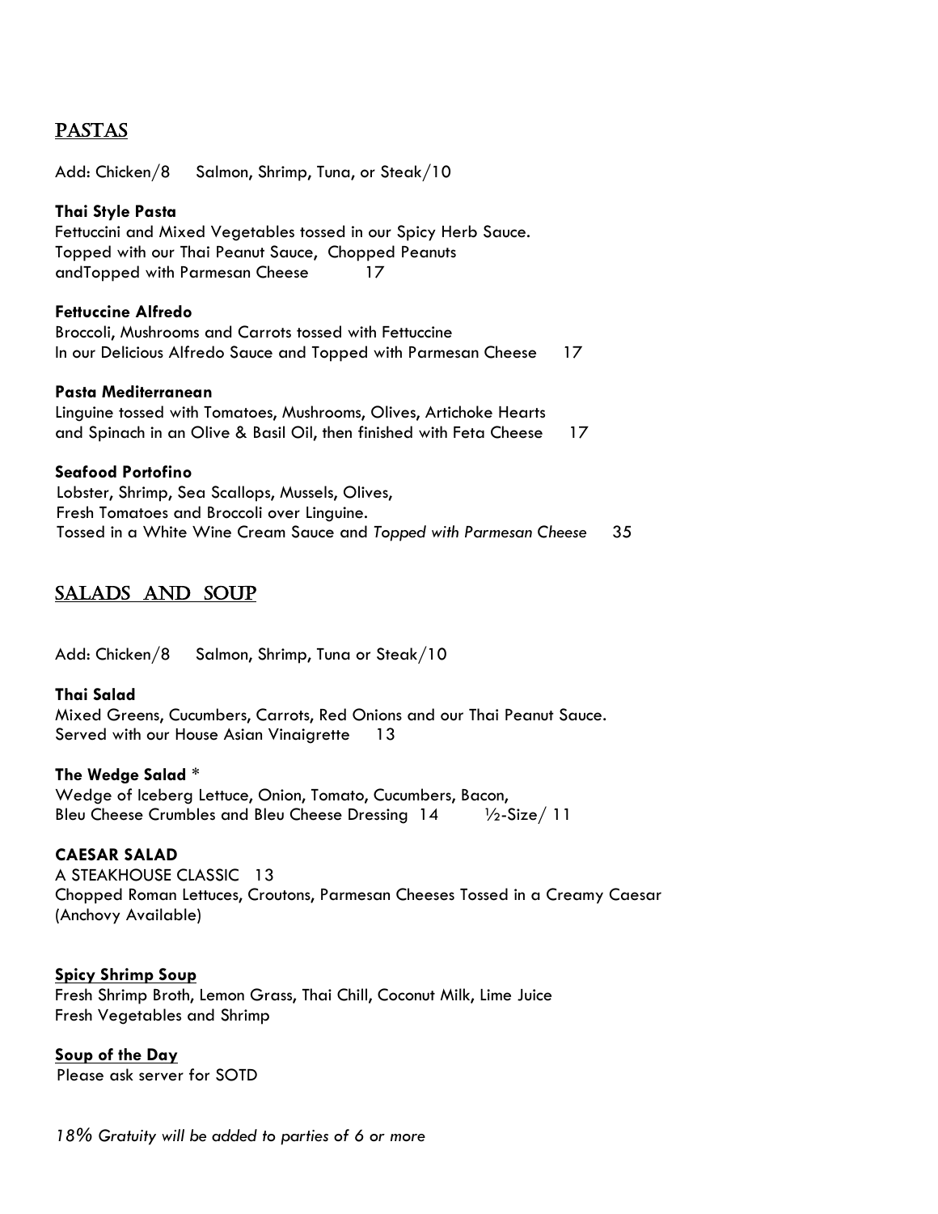## PASTAS

Add: Chicken/8 Salmon, Shrimp, Tuna, or Steak/10

**Thai Style Pasta**
Fettuccini and Mixed Vegetables tossed in our Spicy Herb Sauce.
Topped with our Thai Peanut Sauce, Chopped Peanuts
andTopped with Parmesan Cheese 17

**Fettuccine Alfredo**
Broccoli, Mushrooms and Carrots tossed with Fettuccine
In our Delicious Alfredo Sauce and Topped with Parmesan Cheese 17

**Pasta Mediterranean**
Linguine tossed with Tomatoes, Mushrooms, Olives, Artichoke Hearts
and Spinach in an Olive & Basil Oil, then finished with Feta Cheese 17

**Seafood Portofino**
Lobster, Shrimp, Sea Scallops, Mussels, Olives,
Fresh Tomatoes and Broccoli over Linguine.
Tossed in a White Wine Cream Sauce and *Topped with Parmesan Cheese* 35

## SALADS AND SOUP

Add: Chicken/8 Salmon, Shrimp, Tuna or Steak/10

**Thai Salad**
Mixed Greens, Cucumbers, Carrots, Red Onions and our Thai Peanut Sauce.
Served with our House Asian Vinaigrette 13

**The Wedge Salad** *
Wedge of Iceberg Lettuce, Onion, Tomato, Cucumbers, Bacon,
Bleu Cheese Crumbles and Bleu Cheese Dressing 14 ½-Size/ 11

**CAESAR SALAD**
A STEAKHOUSE CLASSIC 13
Chopped Roman Lettuces, Croutons, Parmesan Cheeses Tossed in a Creamy Caesar
(Anchovy Available)

**Spicy Shrimp Soup**
Fresh Shrimp Broth, Lemon Grass, Thai Chill, Coconut Milk, Lime Juice
Fresh Vegetables and Shrimp

**Soup of the Day**
Please ask server for SOTD

*18% Gratuity will be added to parties of 6 or more*